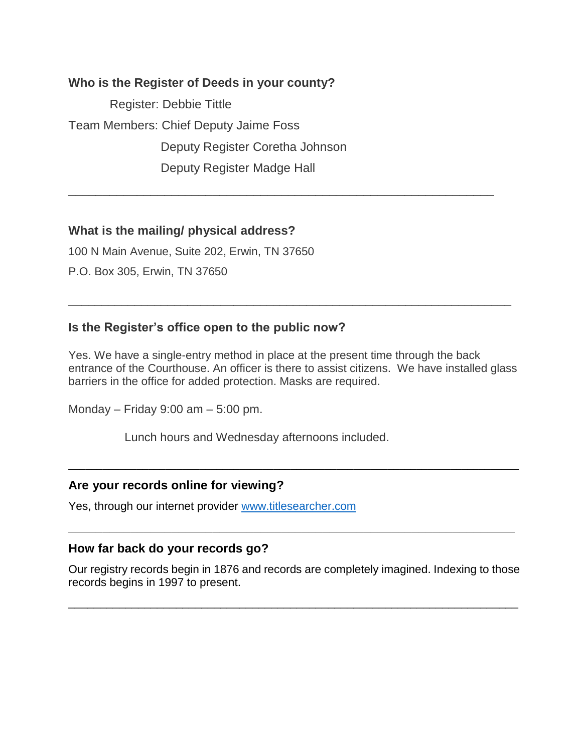**Who is the Register of Deeds in your county?**

Register: Debbie Tittle

Team Members: Chief Deputy Jaime Foss

Deputy Register Coretha Johnson

Deputy Register Madge Hall

---

**What is the mailing/ physical address?**

100 N Main Avenue, Suite 202, Erwin, TN 37650

P.O. Box 305, Erwin, TN 37650

---

**Is the Register's office open to the public now?**

Yes. We have a single-entry method in place at the present time through the back entrance of the Courthouse. An officer is there to assist citizens. We have installed glass barriers in the office for added protection. Masks are required.

Monday – Friday 9:00 am – 5:00 pm.

Lunch hours and Wednesday afternoons included.

---

**Are your records online for viewing?**

Yes, through our internet provider [www.titlesearcher.com](http://www.titlesearcher.com)

---

**How far back do your records go?**

Our registry records begin in 1876 and records are completely imagined. Indexing to those records begins in 1997 to present.

---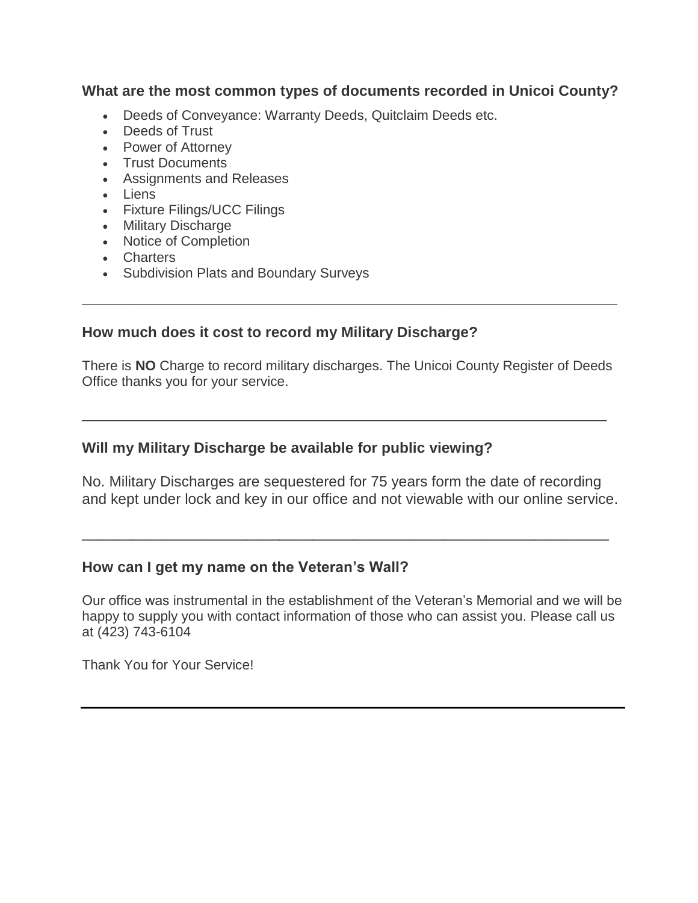### What are the most common types of documents recorded in Unicoi County?

- Deeds of Conveyance: Warranty Deeds, Quitclaim Deeds etc.
- Deeds of Trust
- Power of Attorney
- Trust Documents
- Assignments and Releases
- Liens
- Fixture Filings/UCC Filings
- Military Discharge
- Notice of Completion
- Charters
- Subdivision Plats and Boundary Surveys

---

### How much does it cost to record my Military Discharge?

There is **NO** Charge to record military discharges. The Unicoi County Register of Deeds Office thanks you for your service.

---

### Will my Military Discharge be available for public viewing?

No. Military Discharges are sequestered for 75 years form the date of recording and kept under lock and key in our office and not viewable with our online service.

---

### How can I get my name on the Veteran's Wall?

Our office was instrumental in the establishment of the Veteran's Memorial and we will be happy to supply you with contact information of those who can assist you. Please call us at (423) 743-6104

Thank You for Your Service!

---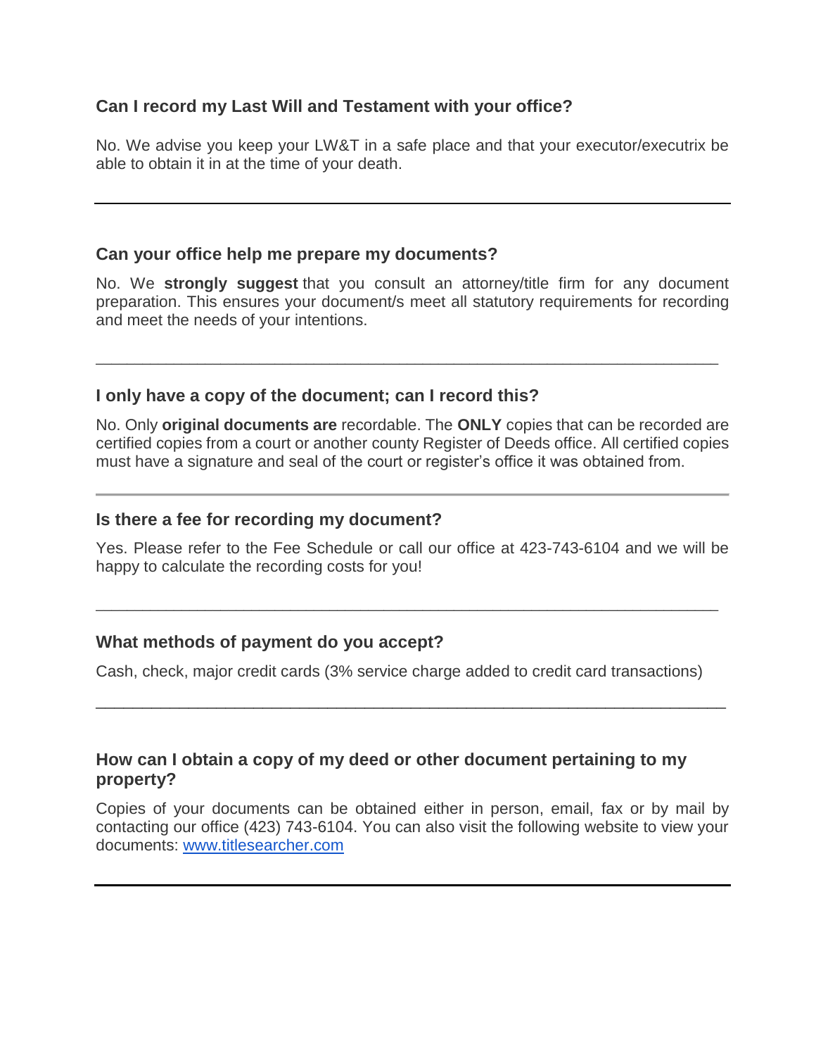### Can I record my Last Will and Testament with your office?

No. We advise you keep your LW&T in a safe place and that your executor/executrix be able to obtain it in at the time of your death.

---

### Can your office help me prepare my documents?

No. We **strongly suggest** that you consult an attorney/title firm for any document preparation. This ensures your document/s meet all statutory requirements for recording and meet the needs of your intentions.

---

### I only have a copy of the document; can I record this?

No. Only **original documents are** recordable. The **ONLY** copies that can be recorded are certified copies from a court or another county Register of Deeds office. All certified copies must have a signature and seal of the court or register's office it was obtained from.

---

### Is there a fee for recording my document?

Yes. Please refer to the Fee Schedule or call our office at 423-743-6104 and we will be happy to calculate the recording costs for you!

---

### What methods of payment do you accept?

Cash, check, major credit cards (3% service charge added to credit card transactions)

---

### How can I obtain a copy of my deed or other document pertaining to my property?

Copies of your documents can be obtained either in person, email, fax or by mail by contacting our office (423) 743-6104. You can also visit the following website to view your documents: [www.titlesearcher.com](http://www.titlesearcher.com)

---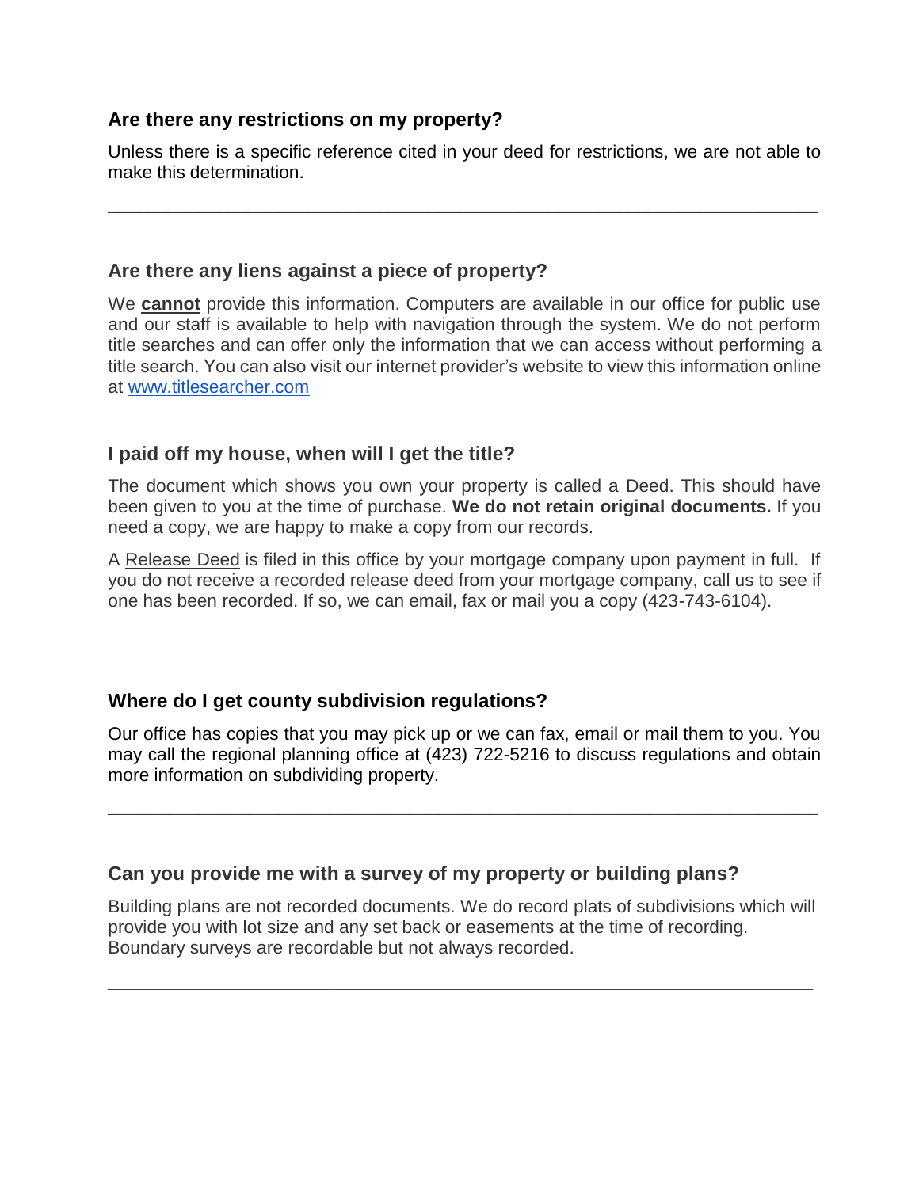### Are there any restrictions on my property?

Unless there is a specific reference cited in your deed for restrictions, we are not able to make this determination.

---

### Are there any liens against a piece of property?

We **cannot** provide this information. Computers are available in our office for public use and our staff is available to help with navigation through the system. We do not perform title searches and can offer only the information that we can access without performing a title search. You can also visit our internet provider's website to view this information online at [www.titlesearcher.com](http://www.titlesearcher.com)

---

### I paid off my house, when will I get the title?

The document which shows you own your property is called a Deed. This should have been given to you at the time of purchase. **We do not retain original documents.** If you need a copy, we are happy to make a copy from our records.

A Release Deed is filed in this office by your mortgage company upon payment in full. If you do not receive a recorded release deed from your mortgage company, call us to see if one has been recorded. If so, we can email, fax or mail you a copy (423-743-6104).

---

### Where do I get county subdivision regulations?

Our office has copies that you may pick up or we can fax, email or mail them to you. You may call the regional planning office at (423) 722-5216 to discuss regulations and obtain more information on subdividing property.

---

### Can you provide me with a survey of my property or building plans?

Building plans are not recorded documents. We do record plats of subdivisions which will provide you with lot size and any set back or easements at the time of recording. Boundary surveys are recordable but not always recorded.

---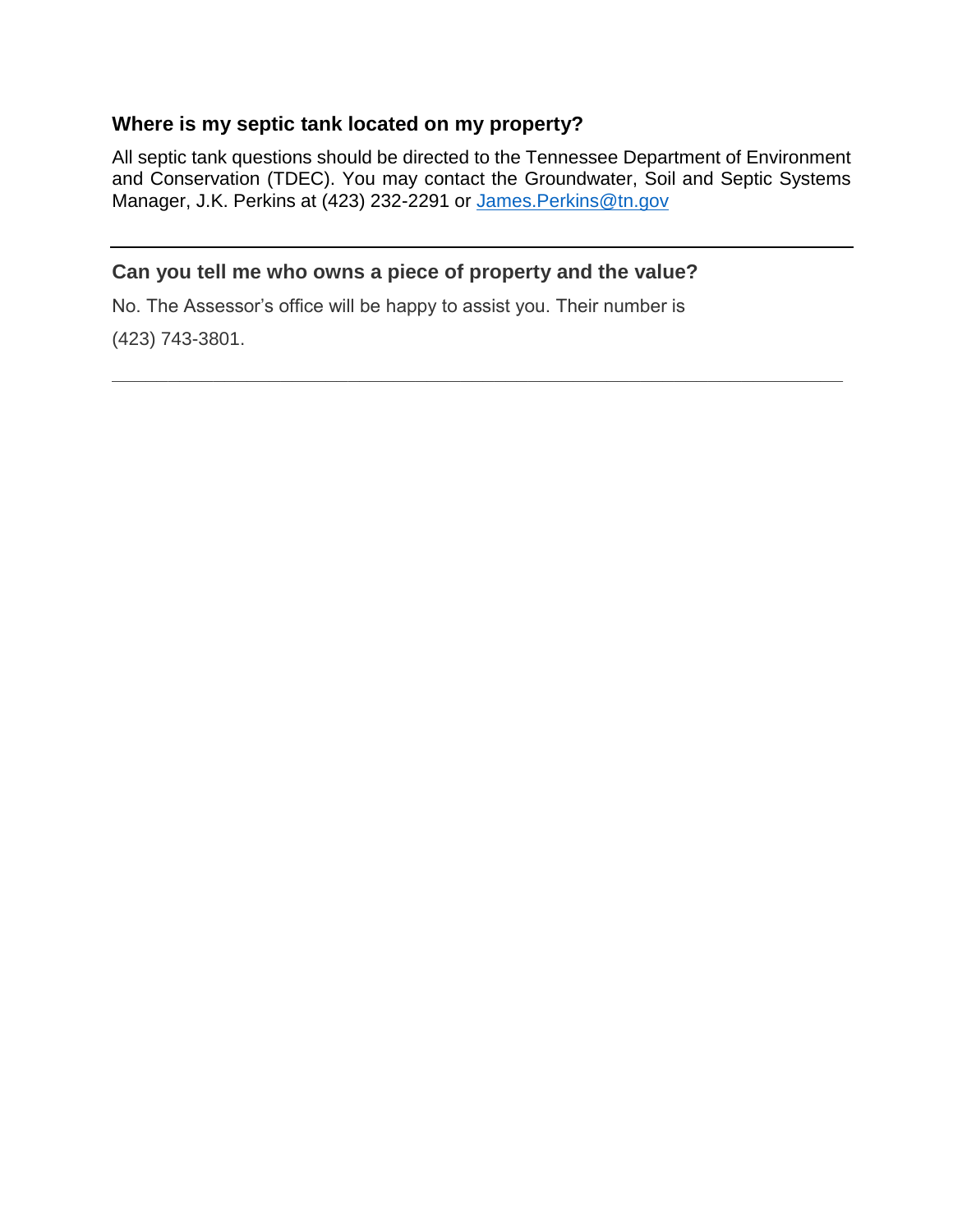### Where is my septic tank located on my property?

All septic tank questions should be directed to the Tennessee Department of Environment and Conservation (TDEC). You may contact the Groundwater, Soil and Septic Systems Manager, J.K. Perkins at (423) 232-2291 or James.Perkins@tn.gov

---

### Can you tell me who owns a piece of property and the value?

No. The Assessor's office will be happy to assist you. Their number is

(423) 743-3801.

---